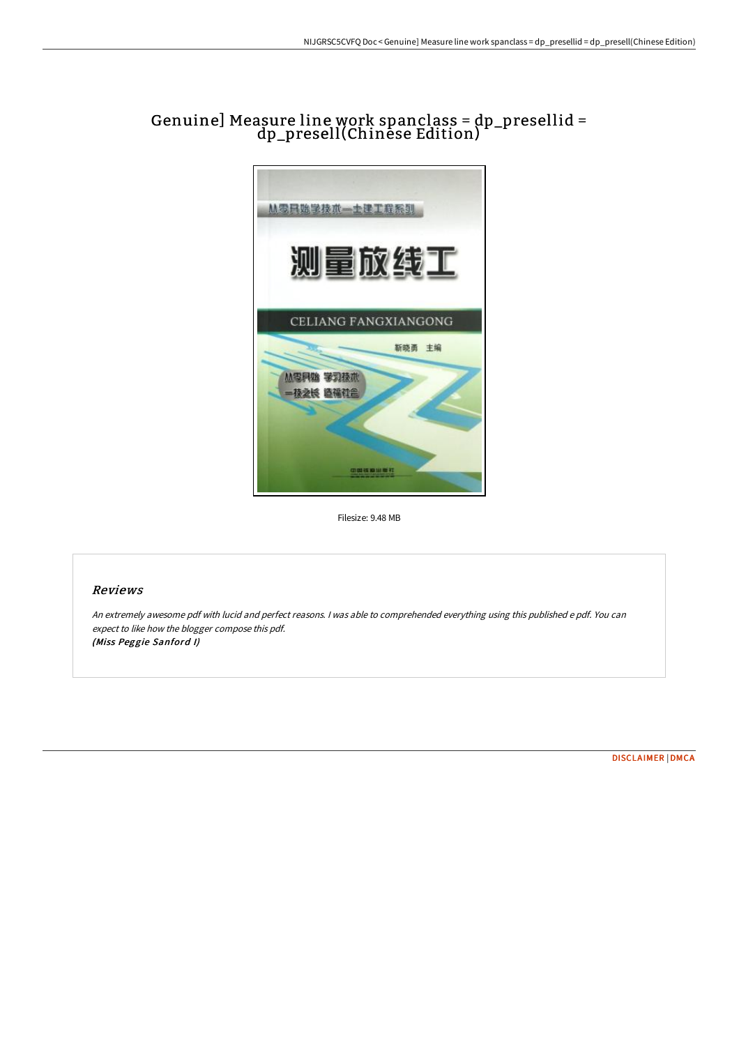# Genuine] Measure line work spanclass = dp_presellid = dp_presell(Chinese Edition)

Filesize: 9.48 MB

## *Reviews*

*An extremely awesome pdf with lucid and perfect reasons. I was able to comprehended everything using this published e pdf. You can expect to like how the blogger compose this pdf.*
***(Miss Peggie Sanford I)***

DISCLAIMER | DMCA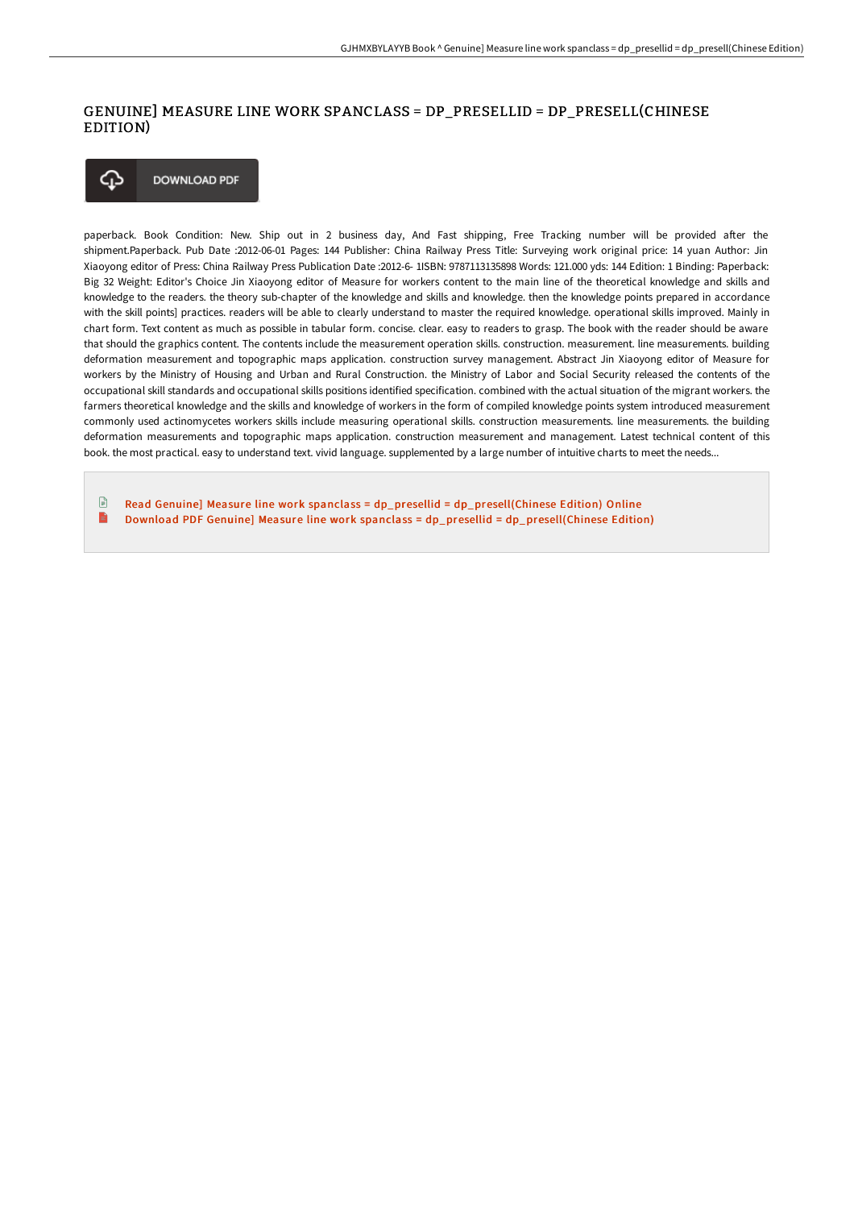# GENUINE] MEASURE LINE WORK SPANCLASS = DP_PRESELLID = DP_PRESELL(CHINESE EDITION)

DOWNLOAD PDF

paperback. Book Condition: New. Ship out in 2 business day, And Fast shipping, Free Tracking number will be provided after the shipment.Paperback. Pub Date :2012-06-01 Pages: 144 Publisher: China Railway Press Title: Surveying work original price: 14 yuan Author: Jin Xiaoyong editor of Press: China Railway Press Publication Date :2012-6- 1ISBN: 9787113135898 Words: 121.000 yds: 144 Edition: 1 Binding: Paperback: Big 32 Weight: Editor's Choice Jin Xiaoyong editor of Measure for workers content to the main line of the theoretical knowledge and skills and knowledge to the readers. the theory sub-chapter of the knowledge and skills and knowledge. then the knowledge points prepared in accordance with the skill points] practices. readers will be able to clearly understand to master the required knowledge. operational skills improved. Mainly in chart form. Text content as much as possible in tabular form. concise. clear. easy to readers to grasp. The book with the reader should be aware that should the graphics content. The contents include the measurement operation skills. construction. measurement. line measurements. building deformation measurement and topographic maps application. construction survey management. Abstract Jin Xiaoyong editor of Measure for workers by the Ministry of Housing and Urban and Rural Construction. the Ministry of Labor and Social Security released the contents of the occupational skill standards and occupational skills positions identified specification. combined with the actual situation of the migrant workers. the farmers theoretical knowledge and the skills and knowledge of workers in the form of compiled knowledge points system introduced measurement commonly used actinomycetes workers skills include measuring operational skills. construction measurements. line measurements. the building deformation measurements and topographic maps application. construction measurement and management. Latest technical content of this book. the most practical. easy to understand text. vivid language. supplemented by a large number of intuitive charts to meet the needs...

Read Genuine] Measure line work spanclass = dp_presellid = dp_presell(Chinese Edition) Online

Download PDF Genuine] Measure line work spanclass = dp_presellid = dp_presell(Chinese Edition)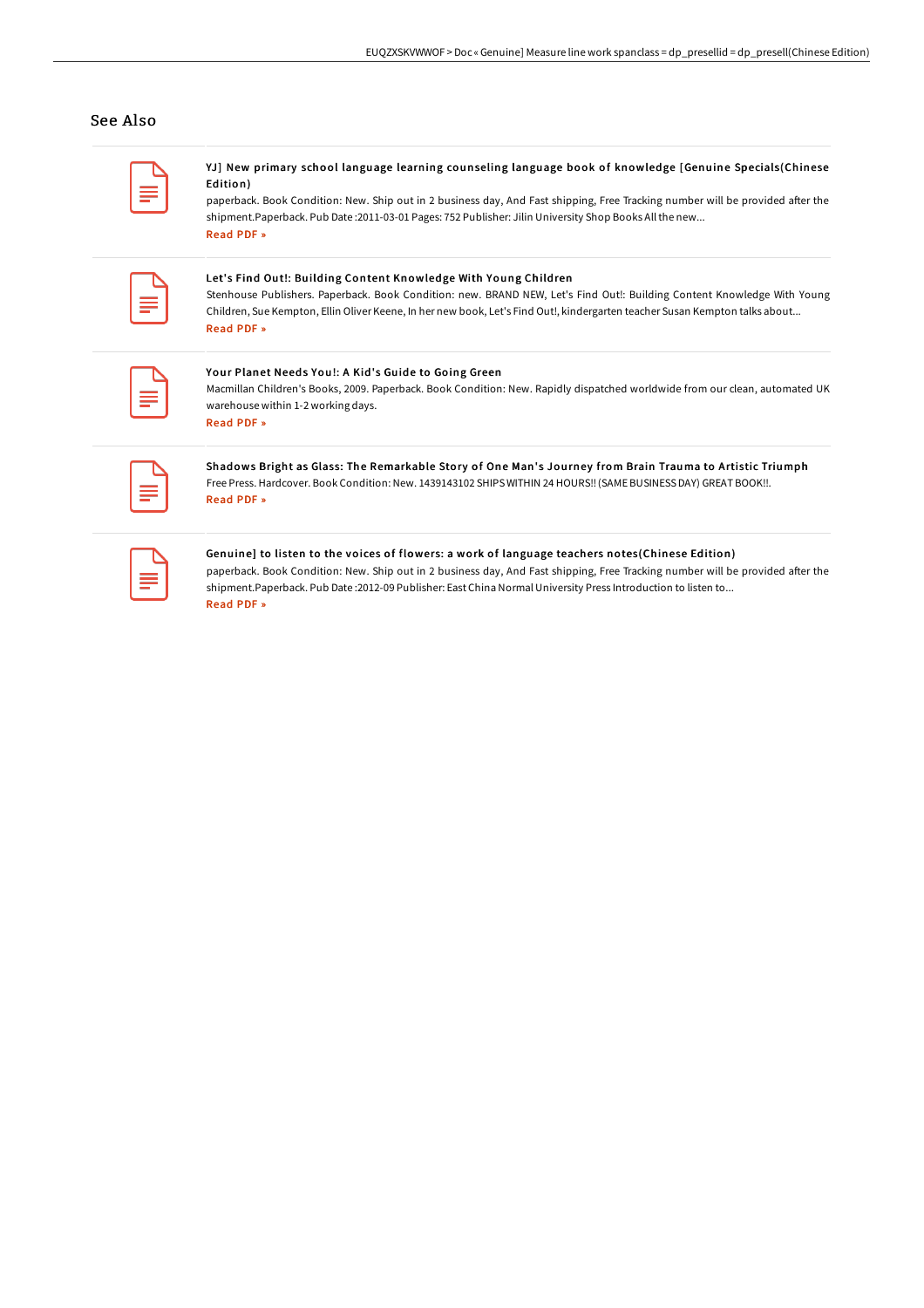## See Also

YJ] New primary school language learning counseling language book of knowledge [Genuine Specials(Chinese Edition)

paperback. Book Condition: New. Ship out in 2 business day, And Fast shipping, Free Tracking number will be provided after the shipment.Paperback. Pub Date :2011-03-01 Pages: 752 Publisher: Jilin University Shop Books All the new...

Read PDF »

Let's Find Out!: Building Content Knowledge With Young Children

Stenhouse Publishers. Paperback. Book Condition: new. BRAND NEW, Let's Find Out!: Building Content Knowledge With Young Children, Sue Kempton, Ellin Oliver Keene, In her new book, Let's Find Out!, kindergarten teacher Susan Kempton talks about...

Read PDF »

Your Planet Needs You!: A Kid's Guide to Going Green

Macmillan Children's Books, 2009. Paperback. Book Condition: New. Rapidly dispatched worldwide from our clean, automated UK warehouse within 1-2 working days.

Read PDF »

Shadows Bright as Glass: The Remarkable Story of One Man's Journey from Brain Trauma to Artistic Triumph

Free Press. Hardcover. Book Condition: New. 1439143102 SHIPS WITHIN 24 HOURS!! (SAME BUSINESS DAY) GREAT BOOK!!.

Read PDF »

Genuine] to listen to the voices of flowers: a work of language teachers notes(Chinese Edition)

paperback. Book Condition: New. Ship out in 2 business day, And Fast shipping, Free Tracking number will be provided after the shipment.Paperback. Pub Date :2012-09 Publisher: East China Normal University Press Introduction to listen to...

Read PDF »